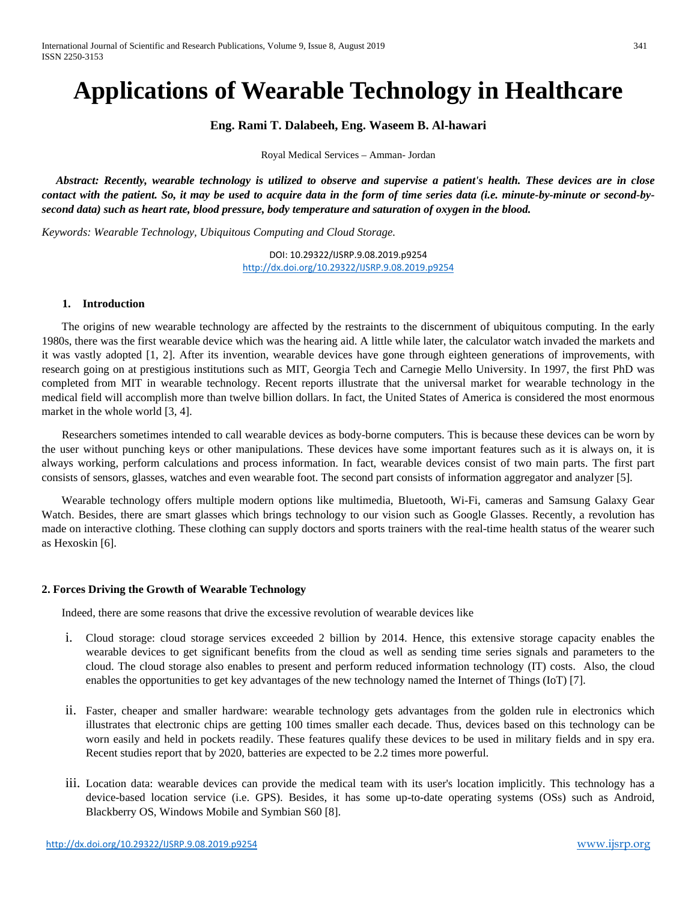# Applications of Wearable Technology in Healthcare

**Eng. Rami T. Dalabeeh, Eng. Waseem B. Al-hawari**

Royal Medical Services – Amman- Jordan

***Abstract: Recently, wearable technology is utilized to observe and supervise a patient's health. These devices are in close contact with the patient. So, it may be used to acquire data in the form of time series data (i.e. minute-by-minute or second-by-second data) such as heart rate, blood pressure, body temperature and saturation of oxygen in the blood.***

*Keywords: Wearable Technology, Ubiquitous Computing and Cloud Storage.*

DOI: 10.29322/IJSRP.9.08.2019.p9254
http://dx.doi.org/10.29322/IJSRP.9.08.2019.p9254

## 1. Introduction

The origins of new wearable technology are affected by the restraints to the discernment of ubiquitous computing. In the early 1980s, there was the first wearable device which was the hearing aid. A little while later, the calculator watch invaded the markets and it was vastly adopted [1, 2]. After its invention, wearable devices have gone through eighteen generations of improvements, with research going on at prestigious institutions such as MIT, Georgia Tech and Carnegie Mello University. In 1997, the first PhD was completed from MIT in wearable technology. Recent reports illustrate that the universal market for wearable technology in the medical field will accomplish more than twelve billion dollars. In fact, the United States of America is considered the most enormous market in the whole world [3, 4].

Researchers sometimes intended to call wearable devices as body-borne computers. This is because these devices can be worn by the user without punching keys or other manipulations. These devices have some important features such as it is always on, it is always working, perform calculations and process information. In fact, wearable devices consist of two main parts. The first part consists of sensors, glasses, watches and even wearable foot. The second part consists of information aggregator and analyzer [5].

Wearable technology offers multiple modern options like multimedia, Bluetooth, Wi-Fi, cameras and Samsung Galaxy Gear Watch. Besides, there are smart glasses which brings technology to our vision such as Google Glasses. Recently, a revolution has made on interactive clothing. These clothing can supply doctors and sports trainers with the real-time health status of the wearer such as Hexoskin [6].

## 2. Forces Driving the Growth of Wearable Technology

Indeed, there are some reasons that drive the excessive revolution of wearable devices like

i. Cloud storage: cloud storage services exceeded 2 billion by 2014. Hence, this extensive storage capacity enables the wearable devices to get significant benefits from the cloud as well as sending time series signals and parameters to the cloud. The cloud storage also enables to present and perform reduced information technology (IT) costs. Also, the cloud enables the opportunities to get key advantages of the new technology named the Internet of Things (IoT) [7].

ii. Faster, cheaper and smaller hardware: wearable technology gets advantages from the golden rule in electronics which illustrates that electronic chips are getting 100 times smaller each decade. Thus, devices based on this technology can be worn easily and held in pockets readily. These features qualify these devices to be used in military fields and in spy era. Recent studies report that by 2020, batteries are expected to be 2.2 times more powerful.

iii. Location data: wearable devices can provide the medical team with its user's location implicitly. This technology has a device-based location service (i.e. GPS). Besides, it has some up-to-date operating systems (OSs) such as Android, Blackberry OS, Windows Mobile and Symbian S60 [8].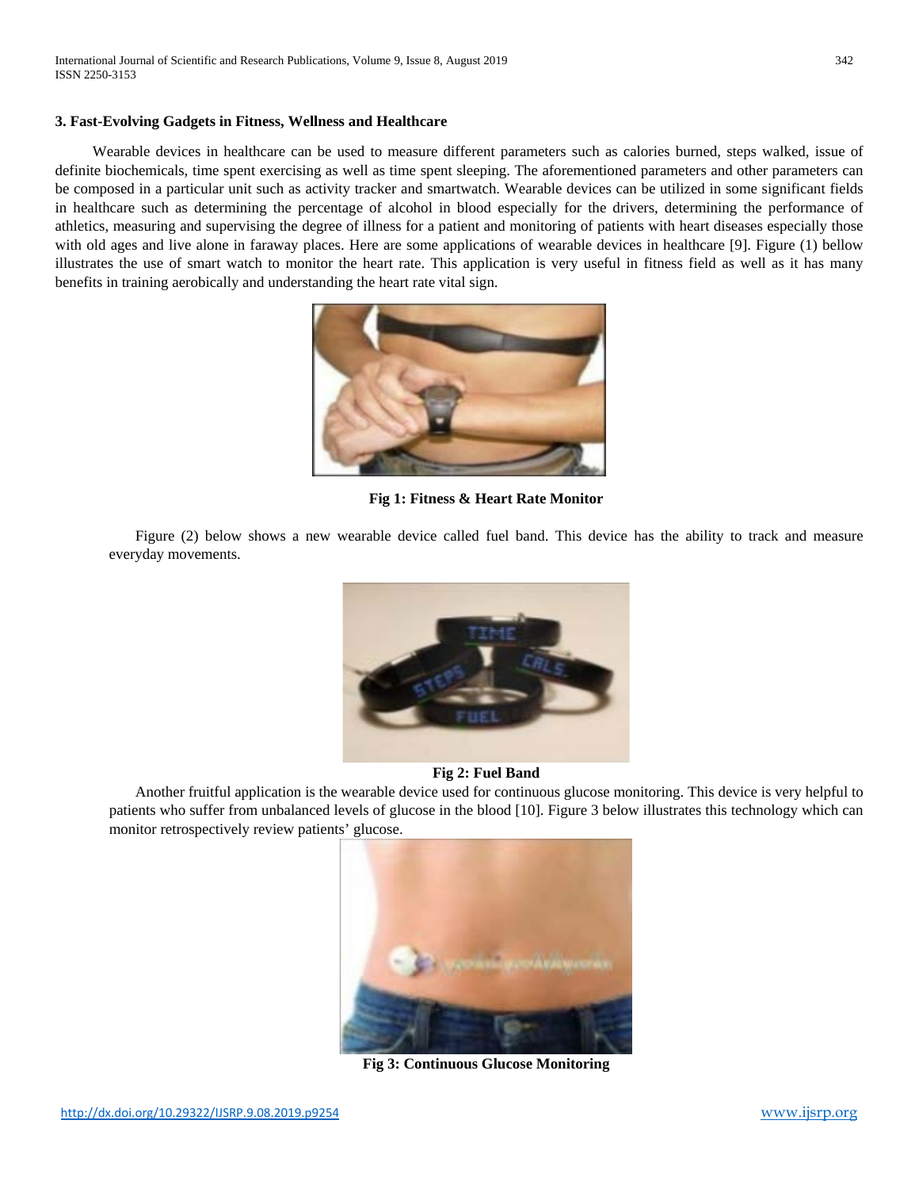### 3. Fast-Evolving Gadgets in Fitness, Wellness and Healthcare

Wearable devices in healthcare can be used to measure different parameters such as calories burned, steps walked, issue of definite biochemicals, time spent exercising as well as time spent sleeping. The aforementioned parameters and other parameters can be composed in a particular unit such as activity tracker and smartwatch. Wearable devices can be utilized in some significant fields in healthcare such as determining the percentage of alcohol in blood especially for the drivers, determining the performance of athletics, measuring and supervising the degree of illness for a patient and monitoring of patients with heart diseases especially those with old ages and live alone in faraway places. Here are some applications of wearable devices in healthcare [9]. Figure (1) bellow illustrates the use of smart watch to monitor the heart rate. This application is very useful in fitness field as well as it has many benefits in training aerobically and understanding the heart rate vital sign.

**Fig 1: Fitness & Heart Rate Monitor**

Figure (2) below shows a new wearable device called fuel band. This device has the ability to track and measure everyday movements.

**Fig 2: Fuel Band**

Another fruitful application is the wearable device used for continuous glucose monitoring. This device is very helpful to patients who suffer from unbalanced levels of glucose in the blood [10]. Figure 3 below illustrates this technology which can monitor retrospectively review patients' glucose.

**Fig 3: Continuous Glucose Monitoring**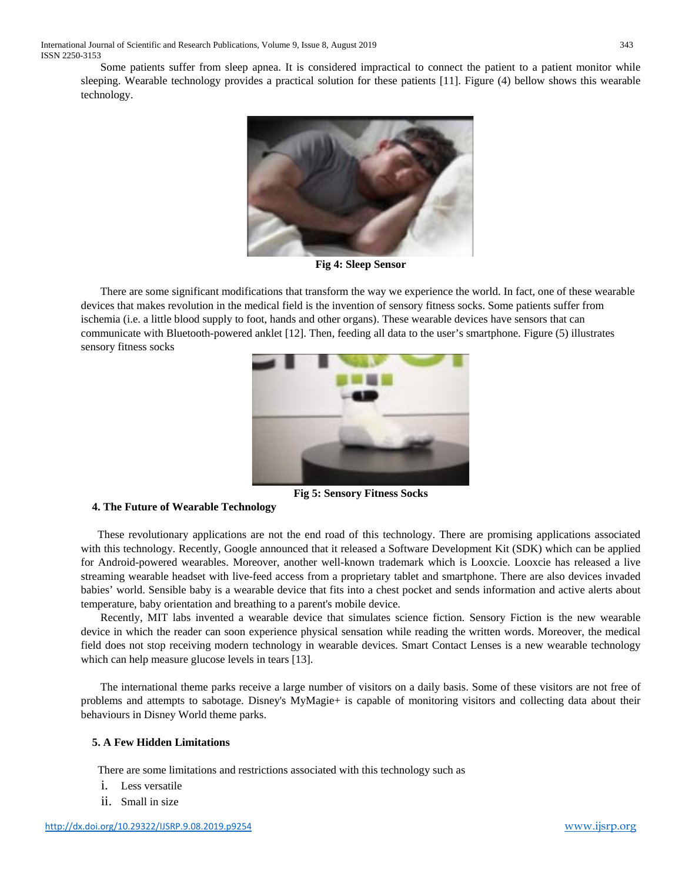Some patients suffer from sleep apnea. It is considered impractical to connect the patient to a patient monitor while sleeping. Wearable technology provides a practical solution for these patients [11]. Figure (4) bellow shows this wearable technology.

**Fig 4: Sleep Sensor**

There are some significant modifications that transform the way we experience the world. In fact, one of these wearable devices that makes revolution in the medical field is the invention of sensory fitness socks. Some patients suffer from ischemia (i.e. a little blood supply to foot, hands and other organs). These wearable devices have sensors that can communicate with Bluetooth-powered anklet [12]. Then, feeding all data to the user's smartphone. Figure (5) illustrates sensory fitness socks

**Fig 5: Sensory Fitness Socks**

## 4. The Future of Wearable Technology

These revolutionary applications are not the end road of this technology. There are promising applications associated with this technology. Recently, Google announced that it released a Software Development Kit (SDK) which can be applied for Android-powered wearables. Moreover, another well-known trademark which is Looxcie. Looxcie has released a live streaming wearable headset with live-feed access from a proprietary tablet and smartphone. There are also devices invaded babies' world. Sensible baby is a wearable device that fits into a chest pocket and sends information and active alerts about temperature, baby orientation and breathing to a parent's mobile device.

Recently, MIT labs invented a wearable device that simulates science fiction. Sensory Fiction is the new wearable device in which the reader can soon experience physical sensation while reading the written words. Moreover, the medical field does not stop receiving modern technology in wearable devices. Smart Contact Lenses is a new wearable technology which can help measure glucose levels in tears [13].

The international theme parks receive a large number of visitors on a daily basis. Some of these visitors are not free of problems and attempts to sabotage. Disney's MyMagie+ is capable of monitoring visitors and collecting data about their behaviours in Disney World theme parks.

## 5. A Few Hidden Limitations

There are some limitations and restrictions associated with this technology such as

i. Less versatile
ii. Small in size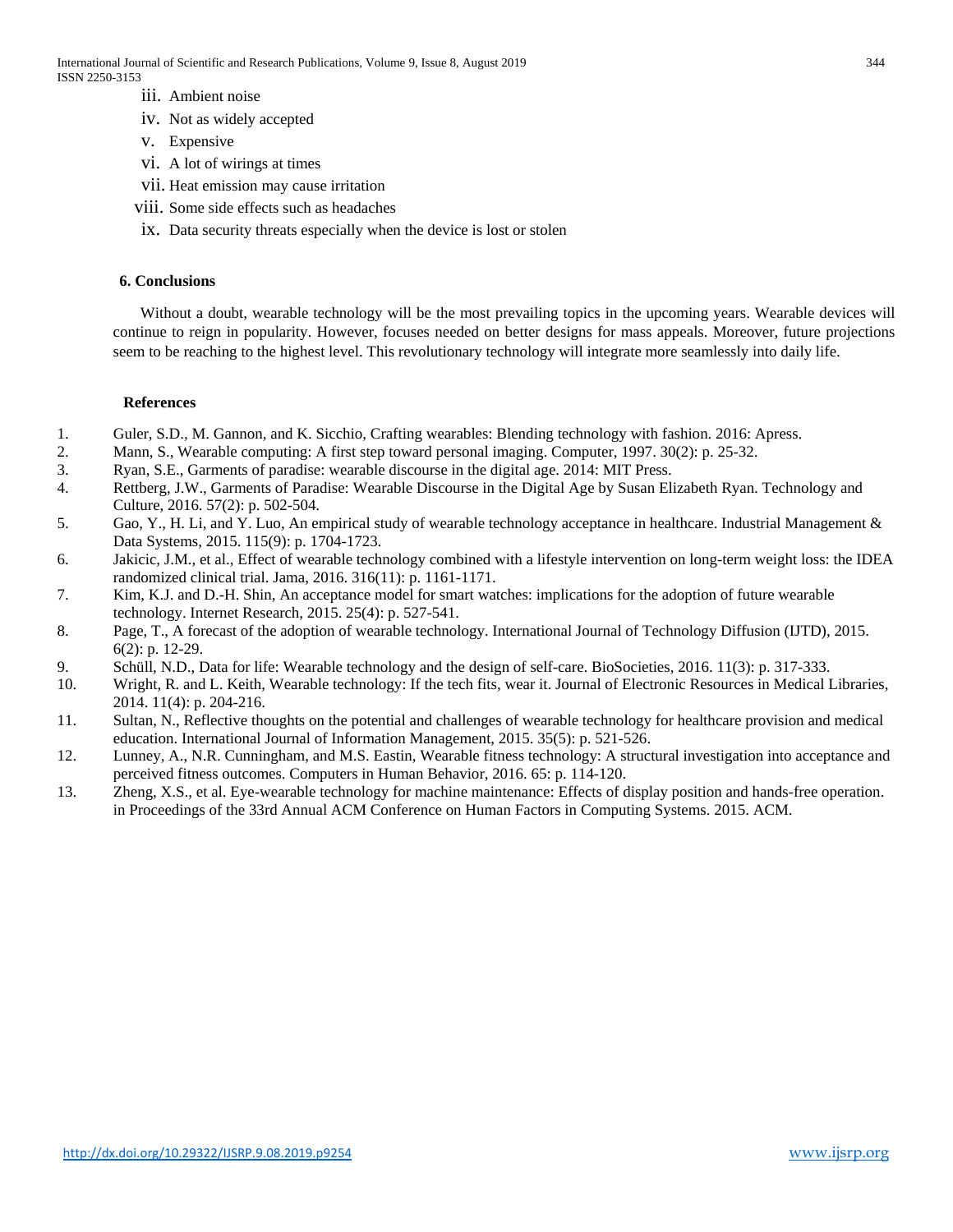iii. Ambient noise
iv. Not as widely accepted
v. Expensive
vi. A lot of wirings at times
vii. Heat emission may cause irritation
viii. Some side effects such as headaches
ix. Data security threats especially when the device is lost or stolen

## 6. Conclusions

Without a doubt, wearable technology will be the most prevailing topics in the upcoming years. Wearable devices will continue to reign in popularity. However, focuses needed on better designs for mass appeals. Moreover, future projections seem to be reaching to the highest level. This revolutionary technology will integrate more seamlessly into daily life.

## References

1. Guler, S.D., M. Gannon, and K. Sicchio, Crafting wearables: Blending technology with fashion. 2016: Apress.
2. Mann, S., Wearable computing: A first step toward personal imaging. Computer, 1997. 30(2): p. 25-32.
3. Ryan, S.E., Garments of paradise: wearable discourse in the digital age. 2014: MIT Press.
4. Rettberg, J.W., Garments of Paradise: Wearable Discourse in the Digital Age by Susan Elizabeth Ryan. Technology and Culture, 2016. 57(2): p. 502-504.
5. Gao, Y., H. Li, and Y. Luo, An empirical study of wearable technology acceptance in healthcare. Industrial Management & Data Systems, 2015. 115(9): p. 1704-1723.
6. Jakicic, J.M., et al., Effect of wearable technology combined with a lifestyle intervention on long-term weight loss: the IDEA randomized clinical trial. Jama, 2016. 316(11): p. 1161-1171.
7. Kim, K.J. and D.-H. Shin, An acceptance model for smart watches: implications for the adoption of future wearable technology. Internet Research, 2015. 25(4): p. 527-541.
8. Page, T., A forecast of the adoption of wearable technology. International Journal of Technology Diffusion (IJTD), 2015. 6(2): p. 12-29.
9. Schüll, N.D., Data for life: Wearable technology and the design of self-care. BioSocieties, 2016. 11(3): p. 317-333.
10. Wright, R. and L. Keith, Wearable technology: If the tech fits, wear it. Journal of Electronic Resources in Medical Libraries, 2014. 11(4): p. 204-216.
11. Sultan, N., Reflective thoughts on the potential and challenges of wearable technology for healthcare provision and medical education. International Journal of Information Management, 2015. 35(5): p. 521-526.
12. Lunney, A., N.R. Cunningham, and M.S. Eastin, Wearable fitness technology: A structural investigation into acceptance and perceived fitness outcomes. Computers in Human Behavior, 2016. 65: p. 114-120.
13. Zheng, X.S., et al. Eye-wearable technology for machine maintenance: Effects of display position and hands-free operation. in Proceedings of the 33rd Annual ACM Conference on Human Factors in Computing Systems. 2015. ACM.